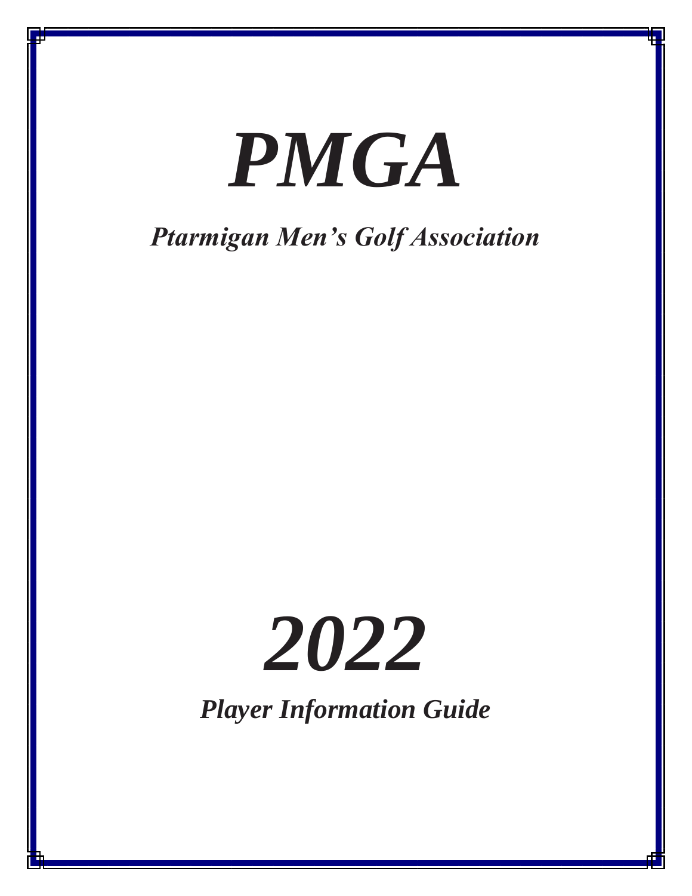# *PMGA*

## *Ptarmigan Men's Golf Association*

# *2022*

## *Player Information Guide*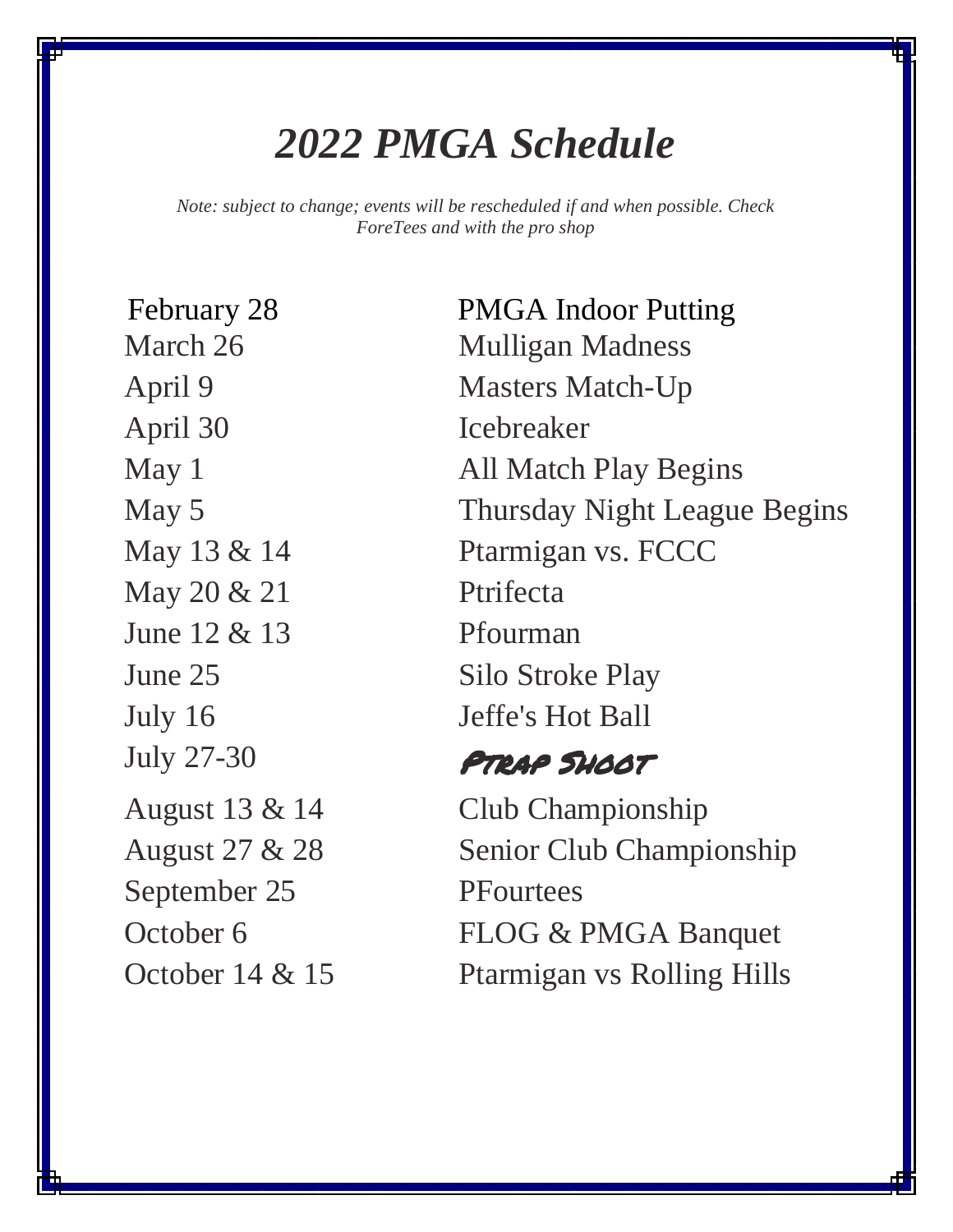# *2022 PMGA Schedule*

*Note: subject to change; events will be rescheduled if and when possible. Check ForeTees and with the pro shop*

| | |
|---|---|
| February 28 | PMGA Indoor Putting |
| March 26 | Mulligan Madness |
| April 9 | Masters Match-Up |
| April 30 | Icebreaker |
| May 1 | All Match Play Begins |
| May 5 | Thursday Night League Begins |
| May 13 & 14 | Ptarmigan vs. FCCC |
| May 20 & 21 | Ptrifecta |
| June 12 & 13 | Pfourman |
| June 25 | Silo Stroke Play |
| July 16 | Jeffe's Hot Ball |
| July 27-30 | Ptrap Shoot |
| August 13 & 14 | Club Championship |
| August 27 & 28 | Senior Club Championship |
| September 25 | PFourtees |
| October 6 | FLOG & PMGA Banquet |
| October 14 & 15 | Ptarmigan vs Rolling Hills |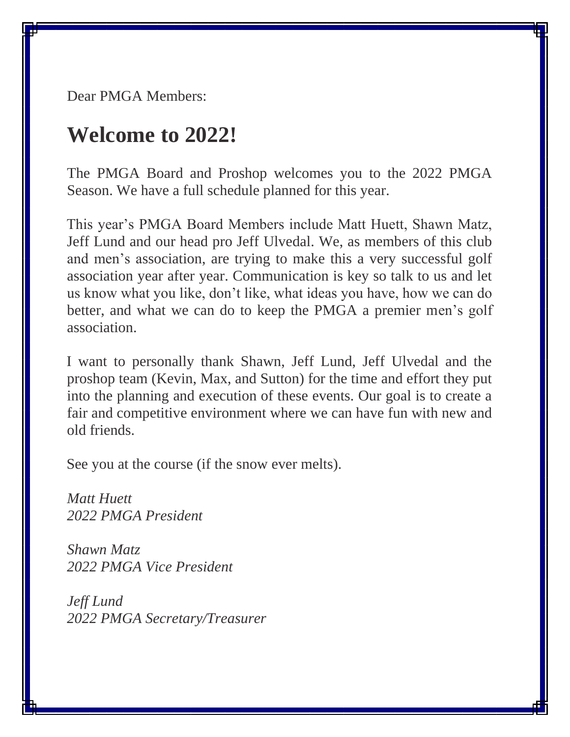Dear PMGA Members:

# Welcome to 2022!

The PMGA Board and Proshop welcomes you to the 2022 PMGA Season. We have a full schedule planned for this year.

This year's PMGA Board Members include Matt Huett, Shawn Matz, Jeff Lund and our head pro Jeff Ulvedal. We, as members of this club and men's association, are trying to make this a very successful golf association year after year. Communication is key so talk to us and let us know what you like, don't like, what ideas you have, how we can do better, and what we can do to keep the PMGA a premier men's golf association.

I want to personally thank Shawn, Jeff Lund, Jeff Ulvedal and the proshop team (Kevin, Max, and Sutton) for the time and effort they put into the planning and execution of these events. Our goal is to create a fair and competitive environment where we can have fun with new and old friends.

See you at the course (if the snow ever melts).

*Matt Huett*
*2022 PMGA President*

*Shawn Matz*
*2022 PMGA Vice President*

*Jeff Lund*
*2022 PMGA Secretary/Treasurer*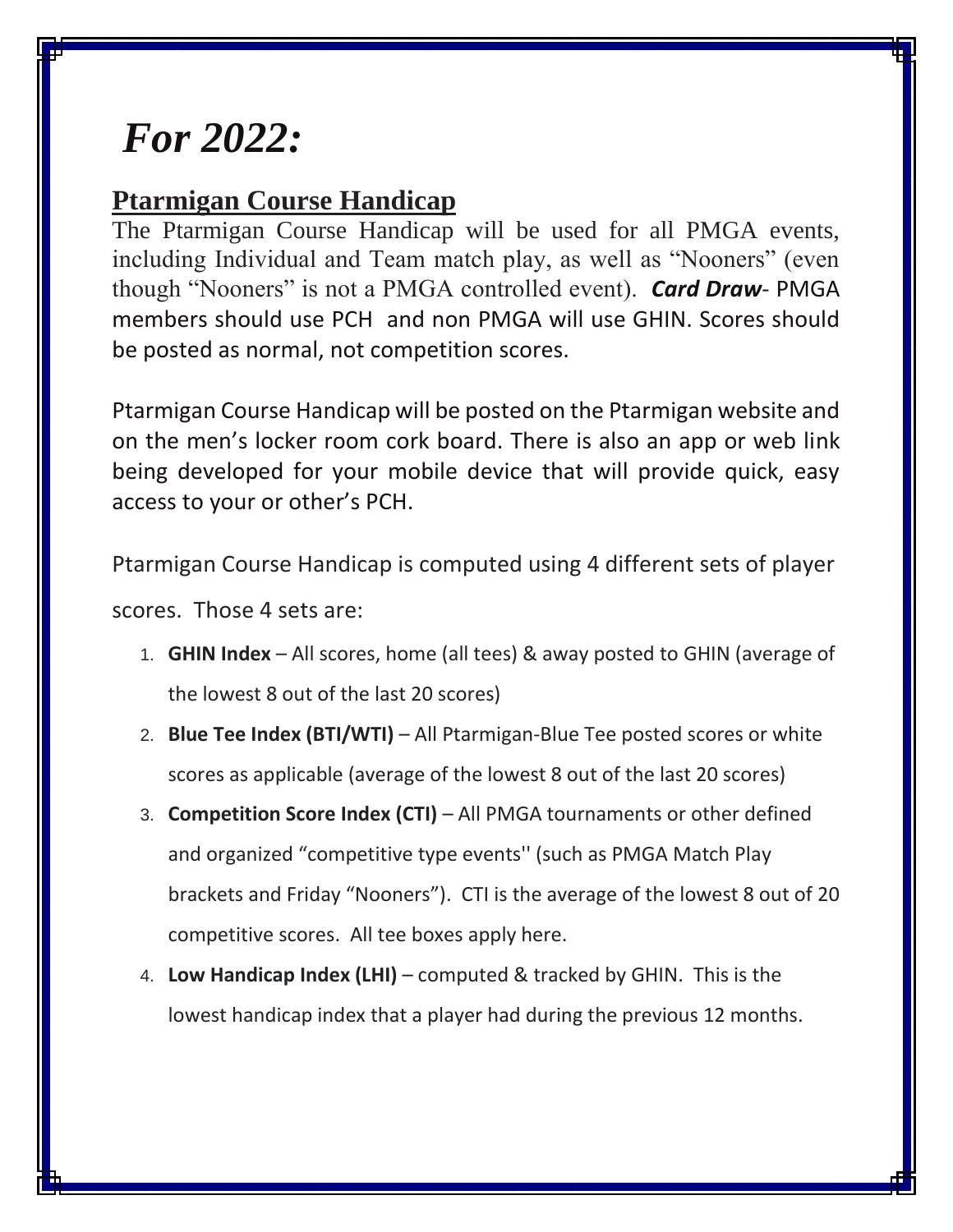# *For 2022:*

## Ptarmigan Course Handicap

The Ptarmigan Course Handicap will be used for all PMGA events, including Individual and Team match play, as well as "Nooners" (even though "Nooners" is not a PMGA controlled event). ***Card Draw***- PMGA members should use PCH and non PMGA will use GHIN. Scores should be posted as normal, not competition scores.

Ptarmigan Course Handicap will be posted on the Ptarmigan website and on the men's locker room cork board. There is also an app or web link being developed for your mobile device that will provide quick, easy access to your or other's PCH.

Ptarmigan Course Handicap is computed using 4 different sets of player scores. Those 4 sets are:

1. **GHIN Index** – All scores, home (all tees) & away posted to GHIN (average of the lowest 8 out of the last 20 scores)
2. **Blue Tee Index (BTI/WTI)** – All Ptarmigan-Blue Tee posted scores or white scores as applicable (average of the lowest 8 out of the last 20 scores)
3. **Competition Score Index (CTI)** – All PMGA tournaments or other defined and organized "competitive type events'' (such as PMGA Match Play brackets and Friday "Nooners"). CTI is the average of the lowest 8 out of 20 competitive scores. All tee boxes apply here.
4. **Low Handicap Index (LHI)** – computed & tracked by GHIN. This is the lowest handicap index that a player had during the previous 12 months.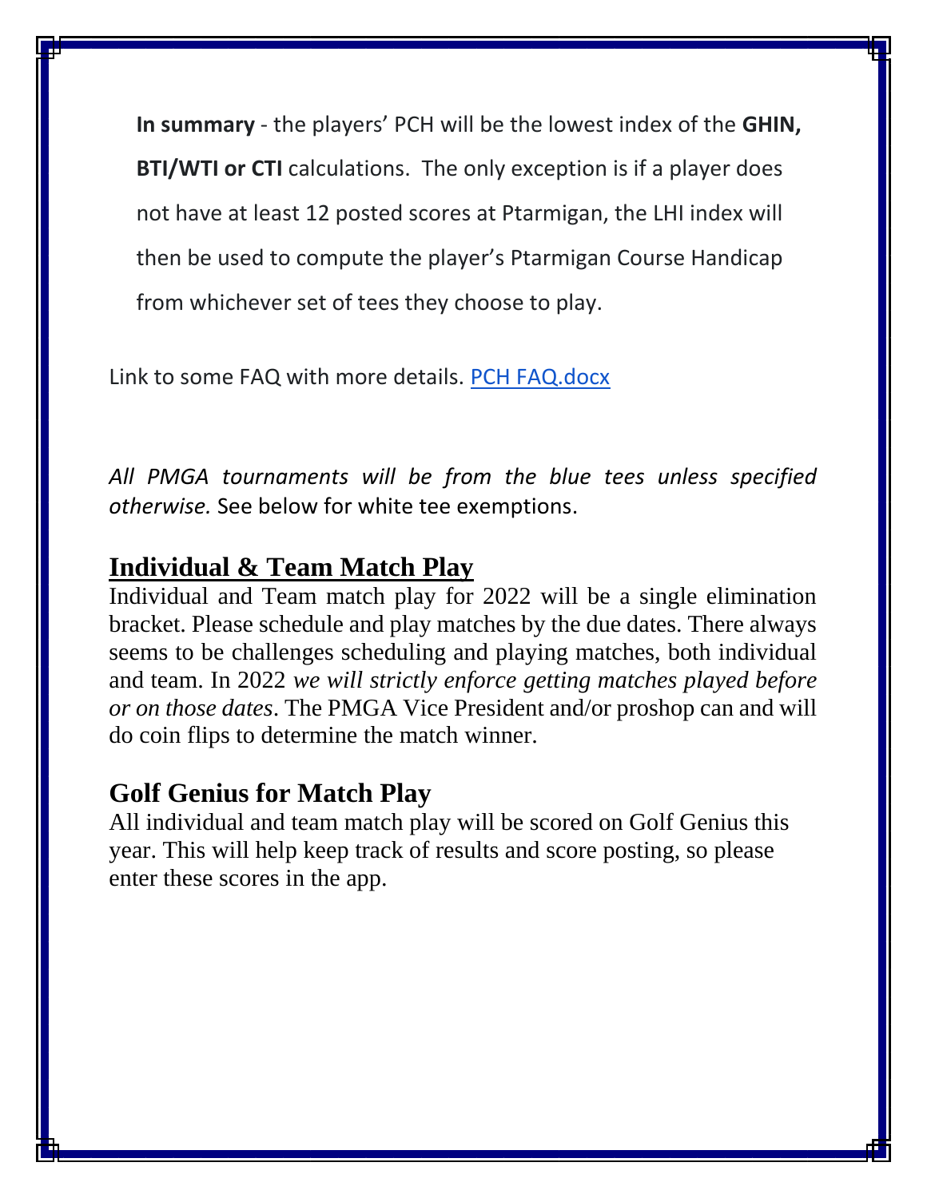**In summary** - the players' PCH will be the lowest index of the **GHIN, BTI/WTI or CTI** calculations. The only exception is if a player does not have at least 12 posted scores at Ptarmigan, the LHI index will then be used to compute the player's Ptarmigan Course Handicap from whichever set of tees they choose to play.

Link to some FAQ with more details. PCH FAQ.docx

*All PMGA tournaments will be from the blue tees unless specified otherwise.* See below for white tee exemptions.

## Individual & Team Match Play

Individual and Team match play for 2022 will be a single elimination bracket. Please schedule and play matches by the due dates. There always seems to be challenges scheduling and playing matches, both individual and team. In 2022 *we will strictly enforce getting matches played before or on those dates*. The PMGA Vice President and/or proshop can and will do coin flips to determine the match winner.

## Golf Genius for Match Play

All individual and team match play will be scored on Golf Genius this year. This will help keep track of results and score posting, so please enter these scores in the app.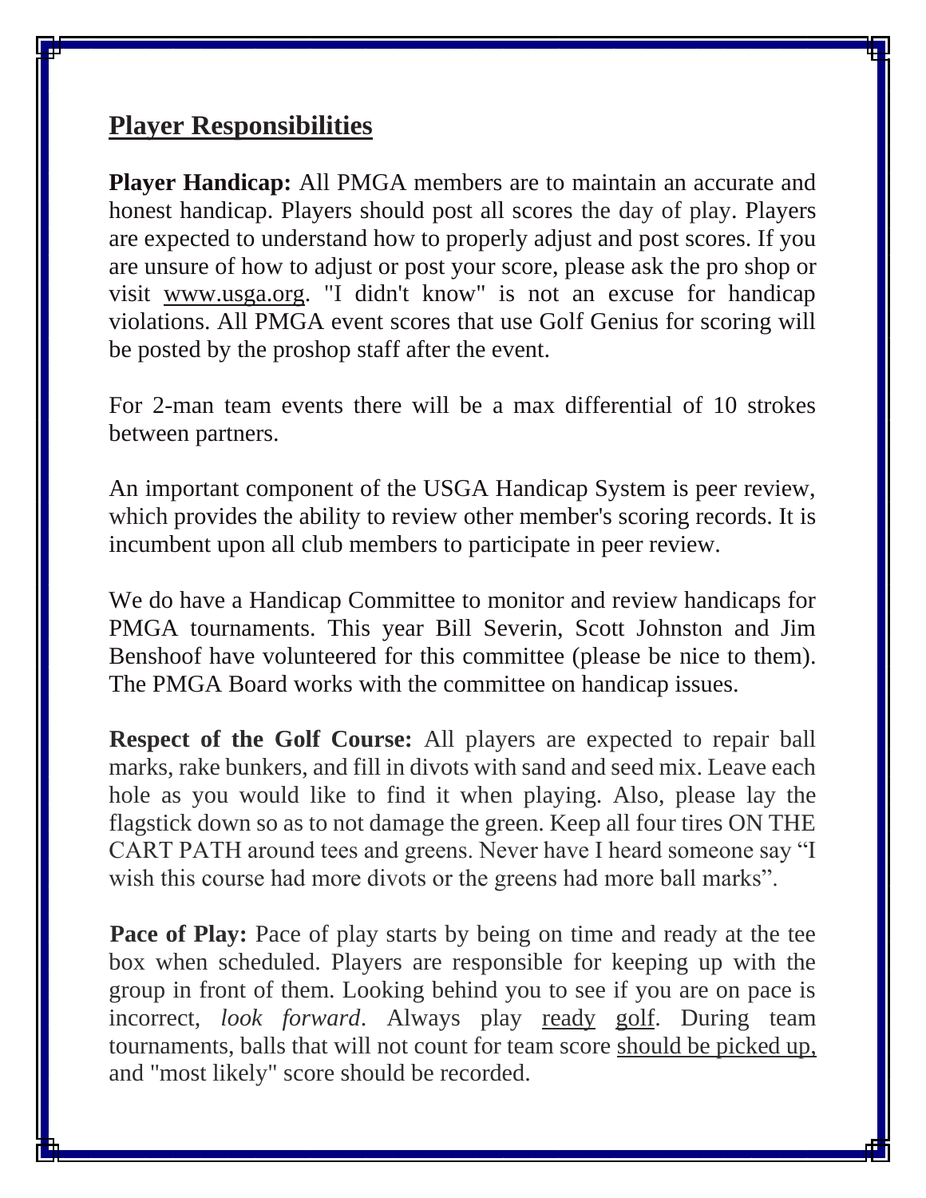## Player Responsibilities

**Player Handicap:** All PMGA members are to maintain an accurate and honest handicap. Players should post all scores the day of play. Players are expected to understand how to properly adjust and post scores. If you are unsure of how to adjust or post your score, please ask the pro shop or visit www.usga.org. "I didn't know" is not an excuse for handicap violations. All PMGA event scores that use Golf Genius for scoring will be posted by the proshop staff after the event.

For 2-man team events there will be a max differential of 10 strokes between partners.

An important component of the USGA Handicap System is peer review, which provides the ability to review other member's scoring records. It is incumbent upon all club members to participate in peer review.

We do have a Handicap Committee to monitor and review handicaps for PMGA tournaments. This year Bill Severin, Scott Johnston and Jim Benshoof have volunteered for this committee (please be nice to them). The PMGA Board works with the committee on handicap issues.

**Respect of the Golf Course:** All players are expected to repair ball marks, rake bunkers, and fill in divots with sand and seed mix. Leave each hole as you would like to find it when playing. Also, please lay the flagstick down so as to not damage the green. Keep all four tires ON THE CART PATH around tees and greens. Never have I heard someone say "I wish this course had more divots or the greens had more ball marks".

**Pace of Play:** Pace of play starts by being on time and ready at the tee box when scheduled. Players are responsible for keeping up with the group in front of them. Looking behind you to see if you are on pace is incorrect, *look forward*. Always play ready golf. During team tournaments, balls that will not count for team score should be picked up, and "most likely" score should be recorded.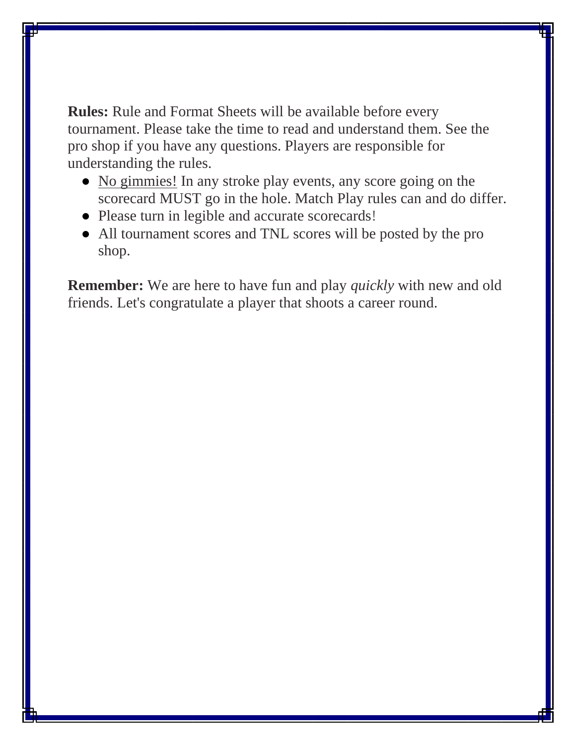**Rules:** Rule and Format Sheets will be available before every tournament. Please take the time to read and understand them. See the pro shop if you have any questions. Players are responsible for understanding the rules.

- <u>No gimmies!</u> In any stroke play events, any score going on the scorecard MUST go in the hole. Match Play rules can and do differ.
- Please turn in legible and accurate scorecards!
- All tournament scores and TNL scores will be posted by the pro shop.

**Remember:** We are here to have fun and play *quickly* with new and old friends. Let's congratulate a player that shoots a career round.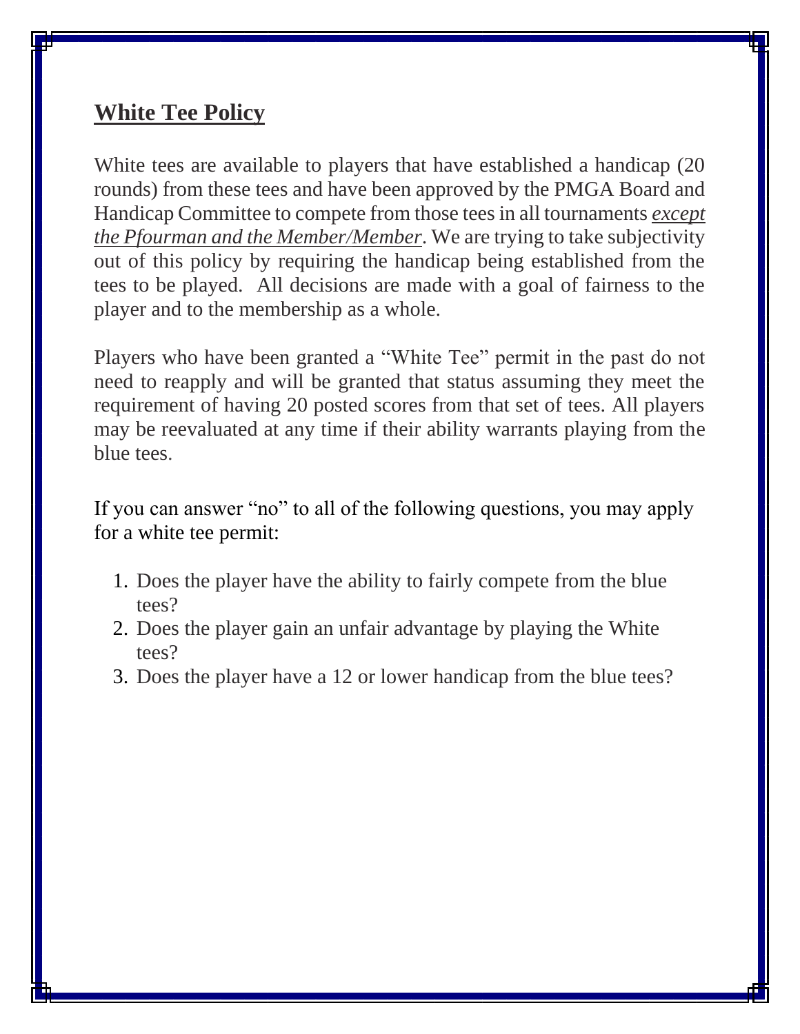## **White Tee Policy**

White tees are available to players that have established a handicap (20 rounds) from these tees and have been approved by the PMGA Board and Handicap Committee to compete from those tees in all tournaments ***except the Pfourman and the Member/Member***. We are trying to take subjectivity out of this policy by requiring the handicap being established from the tees to be played. All decisions are made with a goal of fairness to the player and to the membership as a whole.

Players who have been granted a "White Tee" permit in the past do not need to reapply and will be granted that status assuming they meet the requirement of having 20 posted scores from that set of tees. All players may be reevaluated at any time if their ability warrants playing from the blue tees.

If you can answer "no" to all of the following questions, you may apply for a white tee permit:

1. Does the player have the ability to fairly compete from the blue tees?
2. Does the player gain an unfair advantage by playing the White tees?
3. Does the player have a 12 or lower handicap from the blue tees?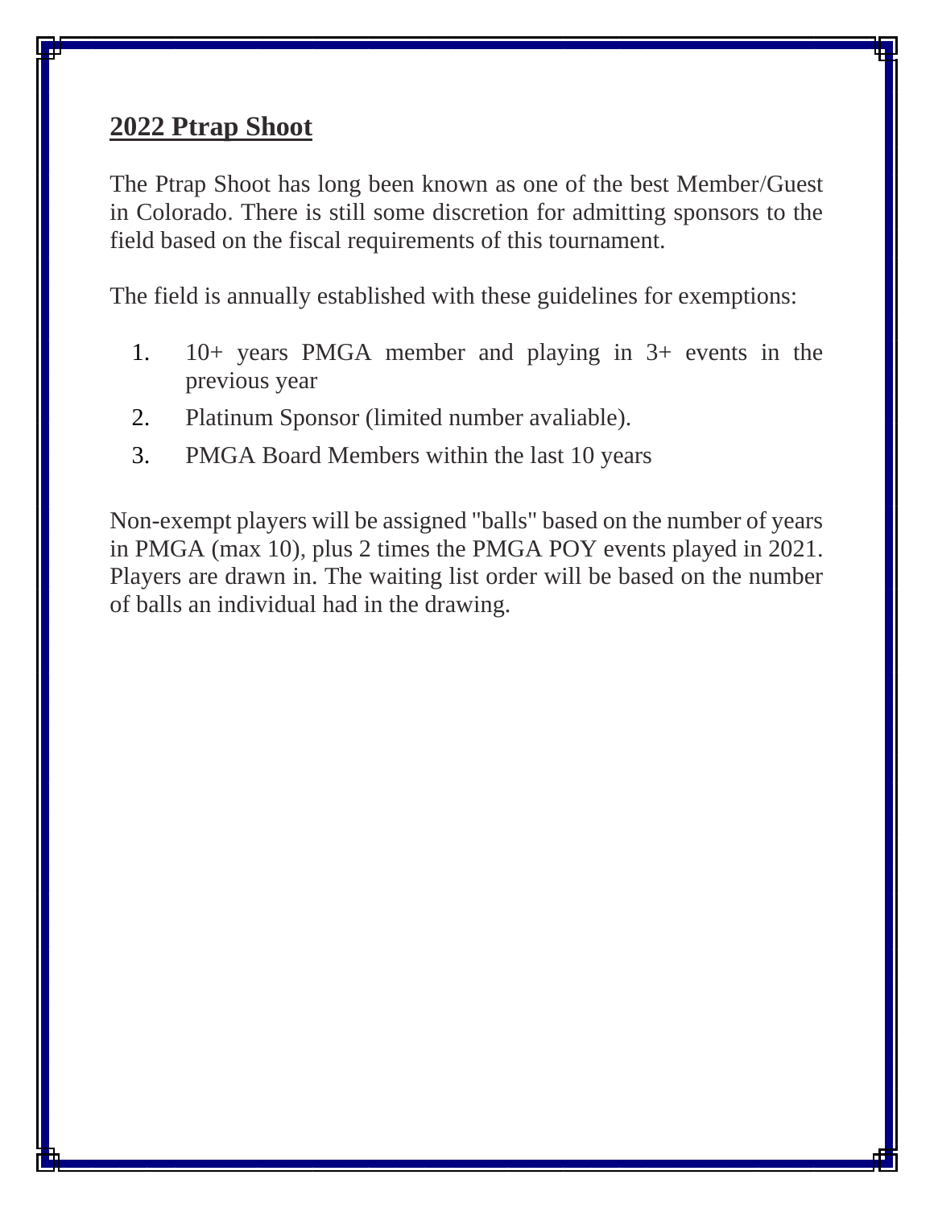## 2022 Ptrap Shoot

The Ptrap Shoot has long been known as one of the best Member/Guest in Colorado. There is still some discretion for admitting sponsors to the field based on the fiscal requirements of this tournament.

The field is annually established with these guidelines for exemptions:

1. 10+ years PMGA member and playing in 3+ events in the previous year
2. Platinum Sponsor (limited number avaliable).
3. PMGA Board Members within the last 10 years

Non-exempt players will be assigned "balls" based on the number of years in PMGA (max 10), plus 2 times the PMGA POY events played in 2021. Players are drawn in. The waiting list order will be based on the number of balls an individual had in the drawing.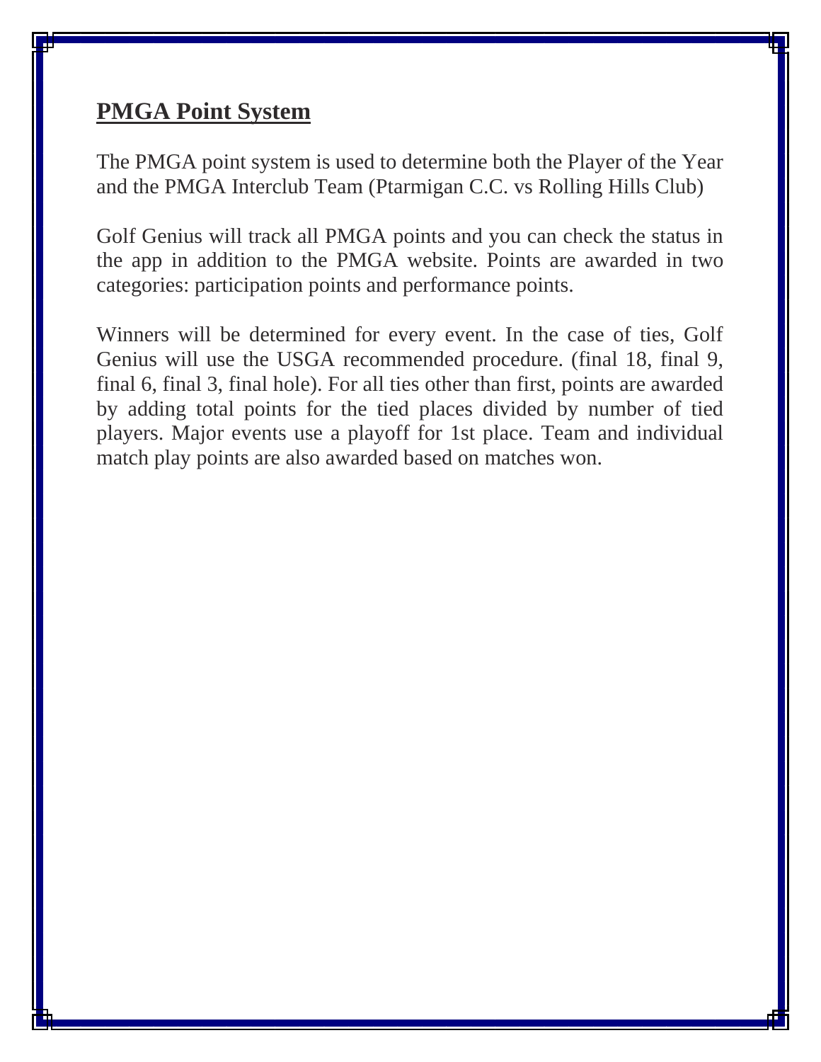## PMGA Point System

The PMGA point system is used to determine both the Player of the Year and the PMGA Interclub Team (Ptarmigan C.C. vs Rolling Hills Club)

Golf Genius will track all PMGA points and you can check the status in the app in addition to the PMGA website. Points are awarded in two categories: participation points and performance points.

Winners will be determined for every event. In the case of ties, Golf Genius will use the USGA recommended procedure. (final 18, final 9, final 6, final 3, final hole). For all ties other than first, points are awarded by adding total points for the tied places divided by number of tied players. Major events use a playoff for 1st place. Team and individual match play points are also awarded based on matches won.